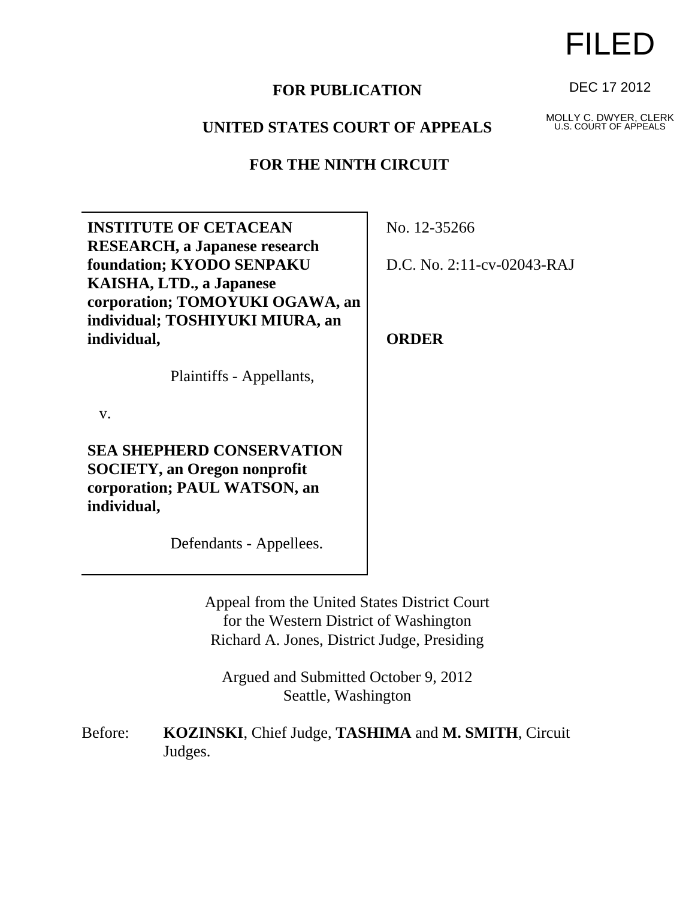FILED

DEC 17 2012

MOLLY C. DWYER, CLERK
U.S. COURT OF APPEALS

**FOR PUBLICATION**

**UNITED STATES COURT OF APPEALS**

**FOR THE NINTH CIRCUIT**

**INSTITUTE OF CETACEAN RESEARCH, a Japanese research foundation; KYODO SENPAKU KAISHA, LTD., a Japanese corporation; TOMOYUKI OGAWA, an individual; TOSHIYUKI MIURA, an individual,**

Plaintiffs - Appellants,

v.

**SEA SHEPHERD CONSERVATION SOCIETY, an Oregon nonprofit corporation; PAUL WATSON, an individual,**

Defendants - Appellees.

No. 12-35266

D.C. No. 2:11-cv-02043-RAJ

**ORDER**

Appeal from the United States District Court
for the Western District of Washington
Richard A. Jones, District Judge, Presiding

Argued and Submitted October 9, 2012
Seattle, Washington

Before: **KOZINSKI**, Chief Judge, **TASHIMA** and **M. SMITH**, Circuit Judges.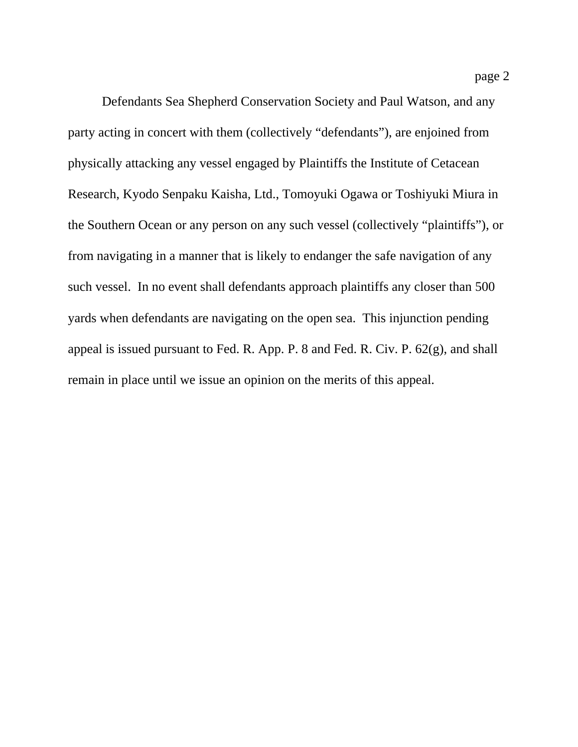Defendants Sea Shepherd Conservation Society and Paul Watson, and any party acting in concert with them (collectively "defendants"), are enjoined from physically attacking any vessel engaged by Plaintiffs the Institute of Cetacean Research, Kyodo Senpaku Kaisha, Ltd., Tomoyuki Ogawa or Toshiyuki Miura in the Southern Ocean or any person on any such vessel (collectively "plaintiffs"), or from navigating in a manner that is likely to endanger the safe navigation of any such vessel. In no event shall defendants approach plaintiffs any closer than 500 yards when defendants are navigating on the open sea. This injunction pending appeal is issued pursuant to Fed. R. App. P. 8 and Fed. R. Civ. P. 62(g), and shall remain in place until we issue an opinion on the merits of this appeal.